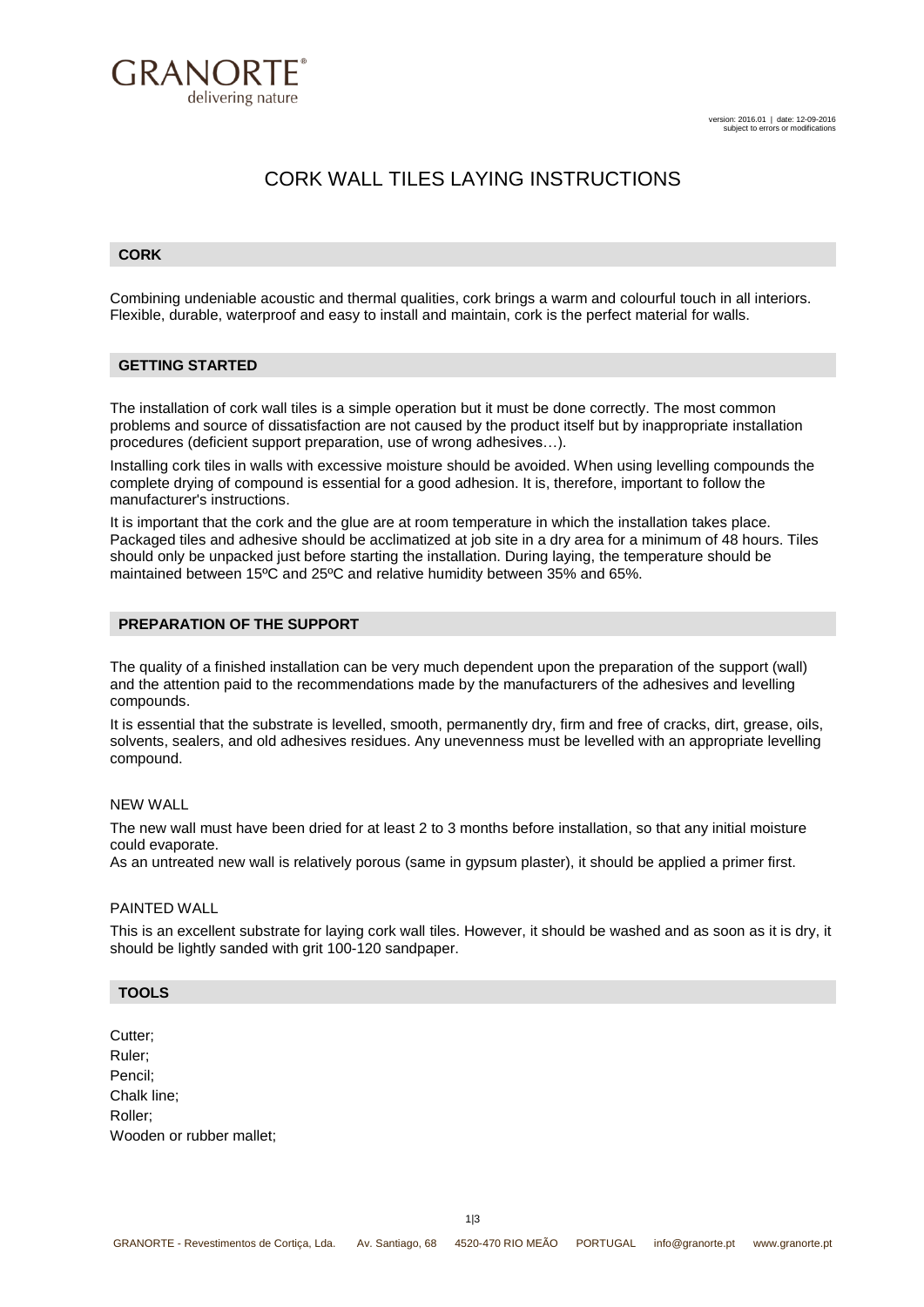GRANORTE®
delivering nature

version: 2016.01 | date: 12-09-2016
subject to errors or modifications

# CORK WALL TILES LAYING INSTRUCTIONS

## CORK

Combining undeniable acoustic and thermal qualities, cork brings a warm and colourful touch in all interiors. Flexible, durable, waterproof and easy to install and maintain, cork is the perfect material for walls.

## GETTING STARTED

The installation of cork wall tiles is a simple operation but it must be done correctly. The most common problems and source of dissatisfaction are not caused by the product itself but by inappropriate installation procedures (deficient support preparation, use of wrong adhesives…).

Installing cork tiles in walls with excessive moisture should be avoided. When using levelling compounds the complete drying of compound is essential for a good adhesion. It is, therefore, important to follow the manufacturer's instructions.

It is important that the cork and the glue are at room temperature in which the installation takes place. Packaged tiles and adhesive should be acclimatized at job site in a dry area for a minimum of 48 hours. Tiles should only be unpacked just before starting the installation. During laying, the temperature should be maintained between 15ºC and 25ºC and relative humidity between 35% and 65%.

## PREPARATION OF THE SUPPORT

The quality of a finished installation can be very much dependent upon the preparation of the support (wall) and the attention paid to the recommendations made by the manufacturers of the adhesives and levelling compounds.

It is essential that the substrate is levelled, smooth, permanently dry, firm and free of cracks, dirt, grease, oils, solvents, sealers, and old adhesives residues. Any unevenness must be levelled with an appropriate levelling compound.

### NEW WALL

The new wall must have been dried for at least 2 to 3 months before installation, so that any initial moisture could evaporate.
As an untreated new wall is relatively porous (same in gypsum plaster), it should be applied a primer first.

### PAINTED WALL

This is an excellent substrate for laying cork wall tiles. However, it should be washed and as soon as it is dry, it should be lightly sanded with grit 100-120 sandpaper.

## TOOLS

Cutter;
Ruler;
Pencil;
Chalk line;
Roller;
Wooden or rubber mallet;

GRANORTE - Revestimentos de Cortiça, Lda. Av. Santiago, 68 4520-470 RIO MEÃO PORTUGAL info@granorte.pt www.granorte.pt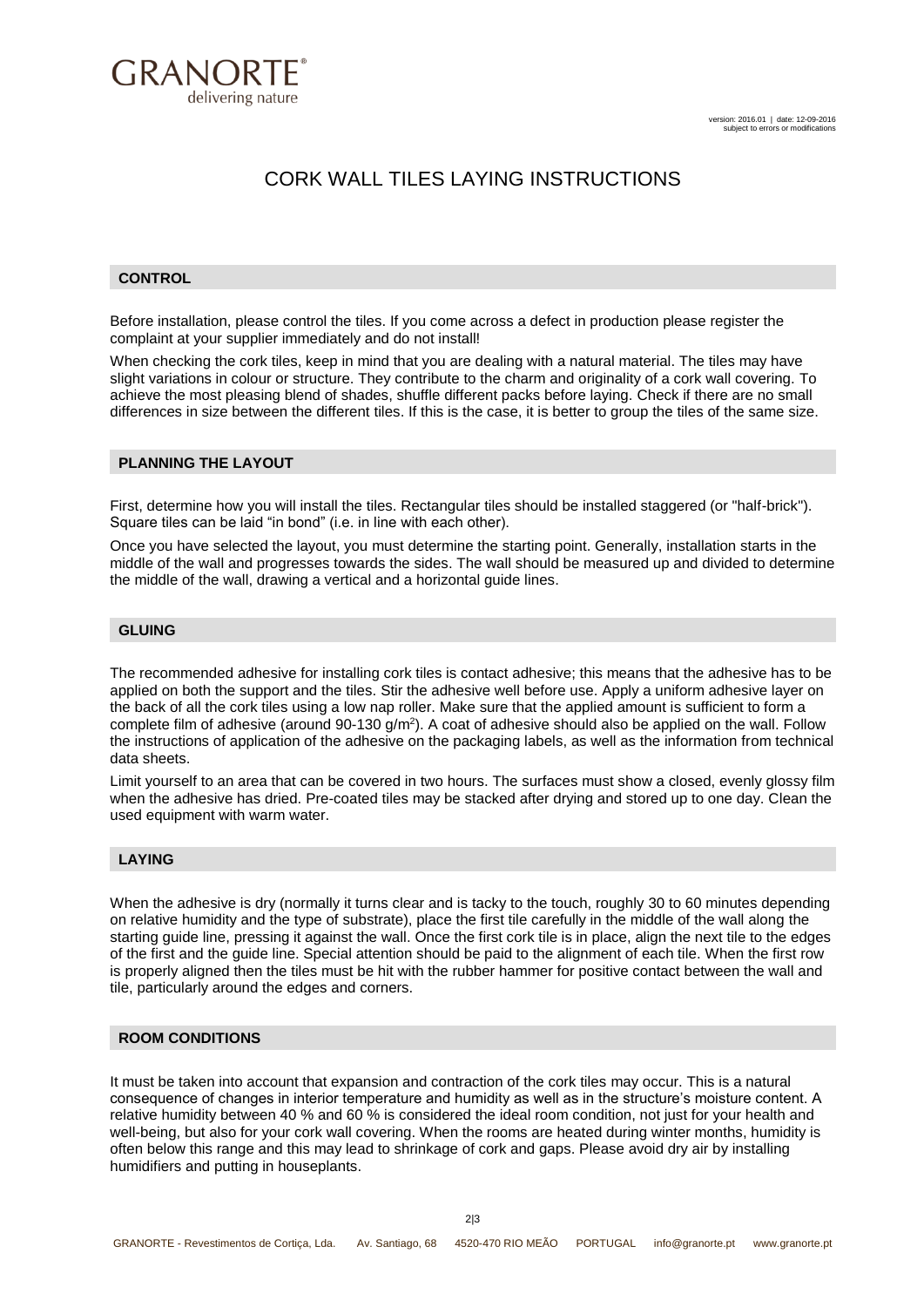# CORK WALL TILES LAYING INSTRUCTIONS

## CONTROL

Before installation, please control the tiles. If you come across a defect in production please register the complaint at your supplier immediately and do not install!

When checking the cork tiles, keep in mind that you are dealing with a natural material. The tiles may have slight variations in colour or structure. They contribute to the charm and originality of a cork wall covering. To achieve the most pleasing blend of shades, shuffle different packs before laying. Check if there are no small differences in size between the different tiles. If this is the case, it is better to group the tiles of the same size.

## PLANNING THE LAYOUT

First, determine how you will install the tiles. Rectangular tiles should be installed staggered (or "half-brick"). Square tiles can be laid "in bond" (i.e. in line with each other).

Once you have selected the layout, you must determine the starting point. Generally, installation starts in the middle of the wall and progresses towards the sides. The wall should be measured up and divided to determine the middle of the wall, drawing a vertical and a horizontal guide lines.

## GLUING

The recommended adhesive for installing cork tiles is contact adhesive; this means that the adhesive has to be applied on both the support and the tiles. Stir the adhesive well before use. Apply a uniform adhesive layer on the back of all the cork tiles using a low nap roller. Make sure that the applied amount is sufficient to form a complete film of adhesive (around 90-130 g/m$^2$). A coat of adhesive should also be applied on the wall. Follow the instructions of application of the adhesive on the packaging labels, as well as the information from technical data sheets.

Limit yourself to an area that can be covered in two hours. The surfaces must show a closed, evenly glossy film when the adhesive has dried. Pre-coated tiles may be stacked after drying and stored up to one day. Clean the used equipment with warm water.

## LAYING

When the adhesive is dry (normally it turns clear and is tacky to the touch, roughly 30 to 60 minutes depending on relative humidity and the type of substrate), place the first tile carefully in the middle of the wall along the starting guide line, pressing it against the wall. Once the first cork tile is in place, align the next tile to the edges of the first and the guide line. Special attention should be paid to the alignment of each tile. When the first row is properly aligned then the tiles must be hit with the rubber hammer for positive contact between the wall and tile, particularly around the edges and corners.

## ROOM CONDITIONS

It must be taken into account that expansion and contraction of the cork tiles may occur. This is a natural consequence of changes in interior temperature and humidity as well as in the structure's moisture content. A relative humidity between 40 % and 60 % is considered the ideal room condition, not just for your health and well-being, but also for your cork wall covering. When the rooms are heated during winter months, humidity is often below this range and this may lead to shrinkage of cork and gaps. Please avoid dry air by installing humidifiers and putting in houseplants.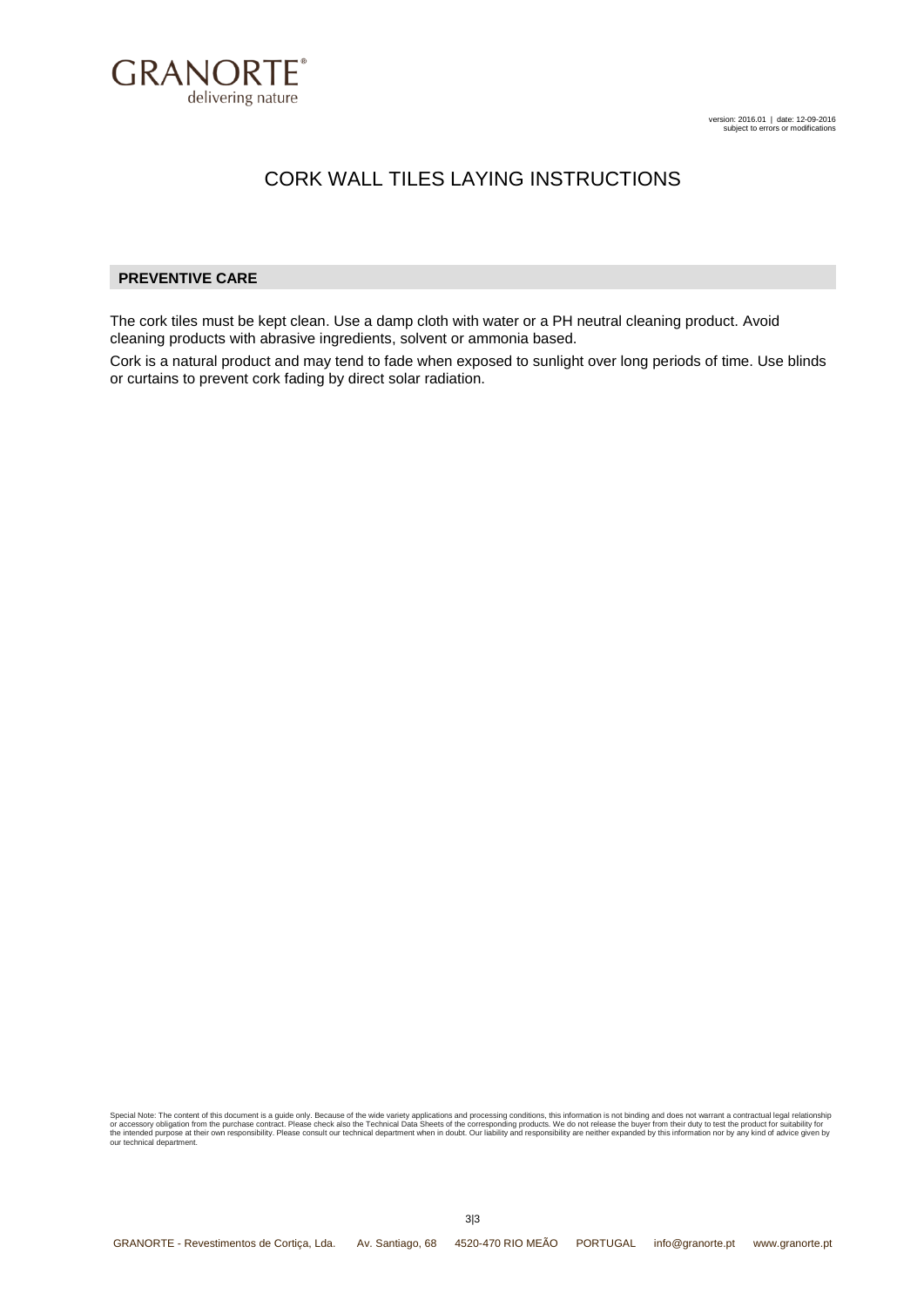# CORK WALL TILES LAYING INSTRUCTIONS

## PREVENTIVE CARE

The cork tiles must be kept clean. Use a damp cloth with water or a PH neutral cleaning product. Avoid cleaning products with abrasive ingredients, solvent or ammonia based.

Cork is a natural product and may tend to fade when exposed to sunlight over long periods of time. Use blinds or curtains to prevent cork fading by direct solar radiation.

Special Note: The content of this document is a guide only. Because of the wide variety applications and processing conditions, this information is not binding and does not warrant a contractual legal relationship or accessory obligation from the purchase contract. Please check also the Technical Data Sheets of the corresponding products. We do not release the buyer from their duty to test the product for suitability for the intended purpose at their own responsibility. Please consult our technical department when in doubt. Our liability and responsibility are neither expanded by this information nor by any kind of advice given by our technical department.